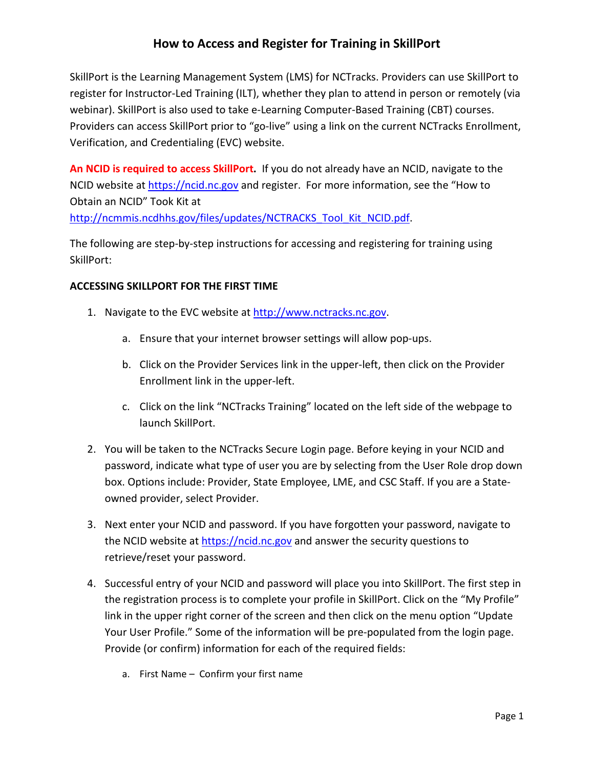# How to Access and Register for Training in SkillPort

SkillPort is the Learning Management System (LMS) for NCTracks. Providers can use SkillPort to register for Instructor-Led Training (ILT), whether they plan to attend in person or remotely (via webinar). SkillPort is also used to take e-Learning Computer-Based Training (CBT) courses. Providers can access SkillPort prior to "go-live" using a link on the current NCTracks Enrollment, Verification, and Credentialing (EVC) website.

**An NCID is required to access SkillPort.** If you do not already have an NCID, navigate to the NCID website at https://ncid.nc.gov and register. For more information, see the "How to Obtain an NCID" Took Kit at http://ncmmis.ncdhhs.gov/files/updates/NCTRACKS_Tool_Kit_NCID.pdf.

The following are step-by-step instructions for accessing and registering for training using SkillPort:

**ACCESSING SKILLPORT FOR THE FIRST TIME**

1. Navigate to the EVC website at http://www.nctracks.nc.gov.
   a. Ensure that your internet browser settings will allow pop-ups.
   b. Click on the Provider Services link in the upper-left, then click on the Provider Enrollment link in the upper-left.
   c. Click on the link "NCTracks Training" located on the left side of the webpage to launch SkillPort.
2. You will be taken to the NCTracks Secure Login page. Before keying in your NCID and password, indicate what type of user you are by selecting from the User Role drop down box. Options include: Provider, State Employee, LME, and CSC Staff. If you are a State-owned provider, select Provider.
3. Next enter your NCID and password. If you have forgotten your password, navigate to the NCID website at https://ncid.nc.gov and answer the security questions to retrieve/reset your password.
4. Successful entry of your NCID and password will place you into SkillPort. The first step in the registration process is to complete your profile in SkillPort. Click on the "My Profile" link in the upper right corner of the screen and then click on the menu option "Update Your User Profile." Some of the information will be pre-populated from the login page. Provide (or confirm) information for each of the required fields:
   a. First Name – Confirm your first name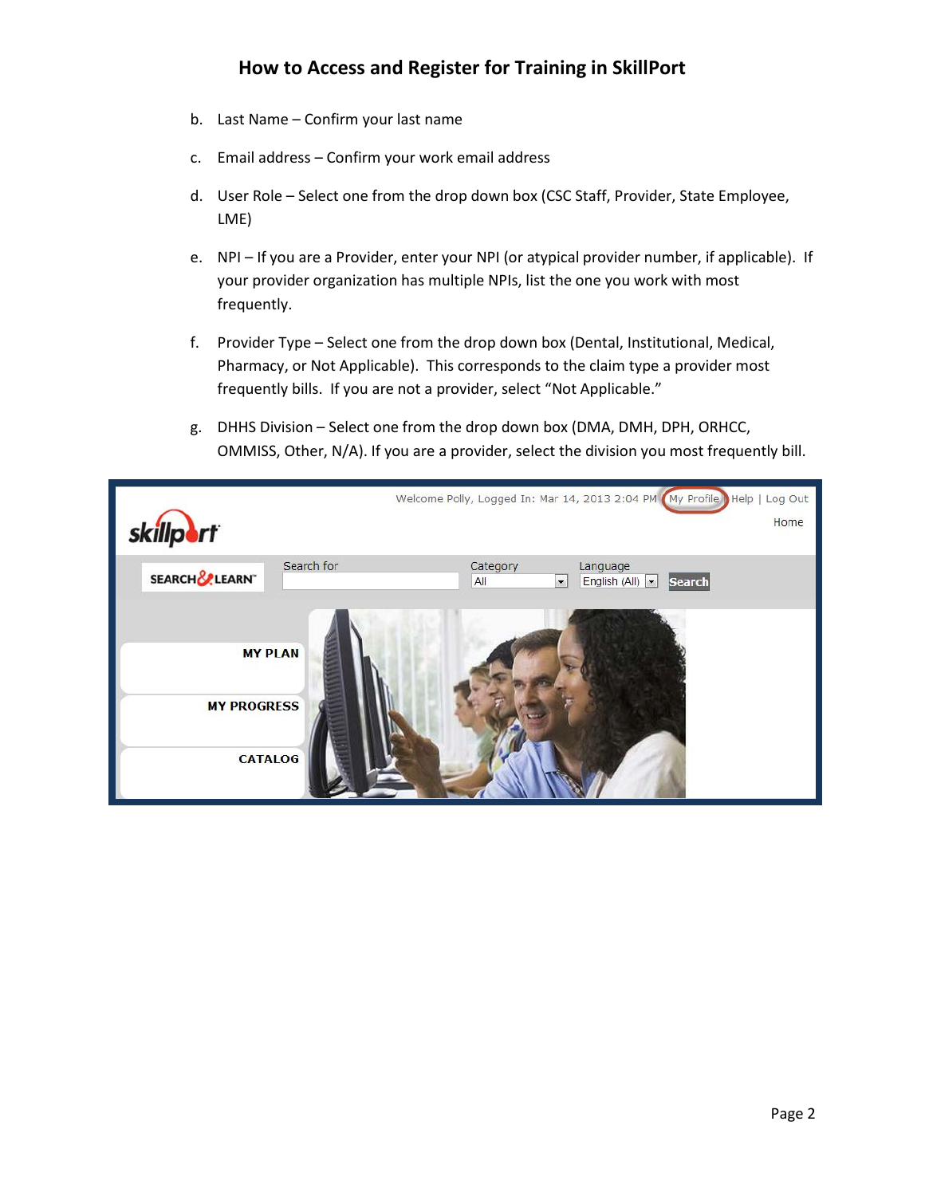b. Last Name – Confirm your last name

c. Email address – Confirm your work email address

d. User Role – Select one from the drop down box (CSC Staff, Provider, State Employee, LME)

e. NPI – If you are a Provider, enter your NPI (or atypical provider number, if applicable). If your provider organization has multiple NPIs, list the one you work with most frequently.

f. Provider Type – Select one from the drop down box (Dental, Institutional, Medical, Pharmacy, or Not Applicable). This corresponds to the claim type a provider most frequently bills. If you are not a provider, select "Not Applicable."

g. DHHS Division – Select one from the drop down box (DMA, DMH, DPH, ORHCC, OMMISS, Other, N/A). If you are a provider, select the division you most frequently bill.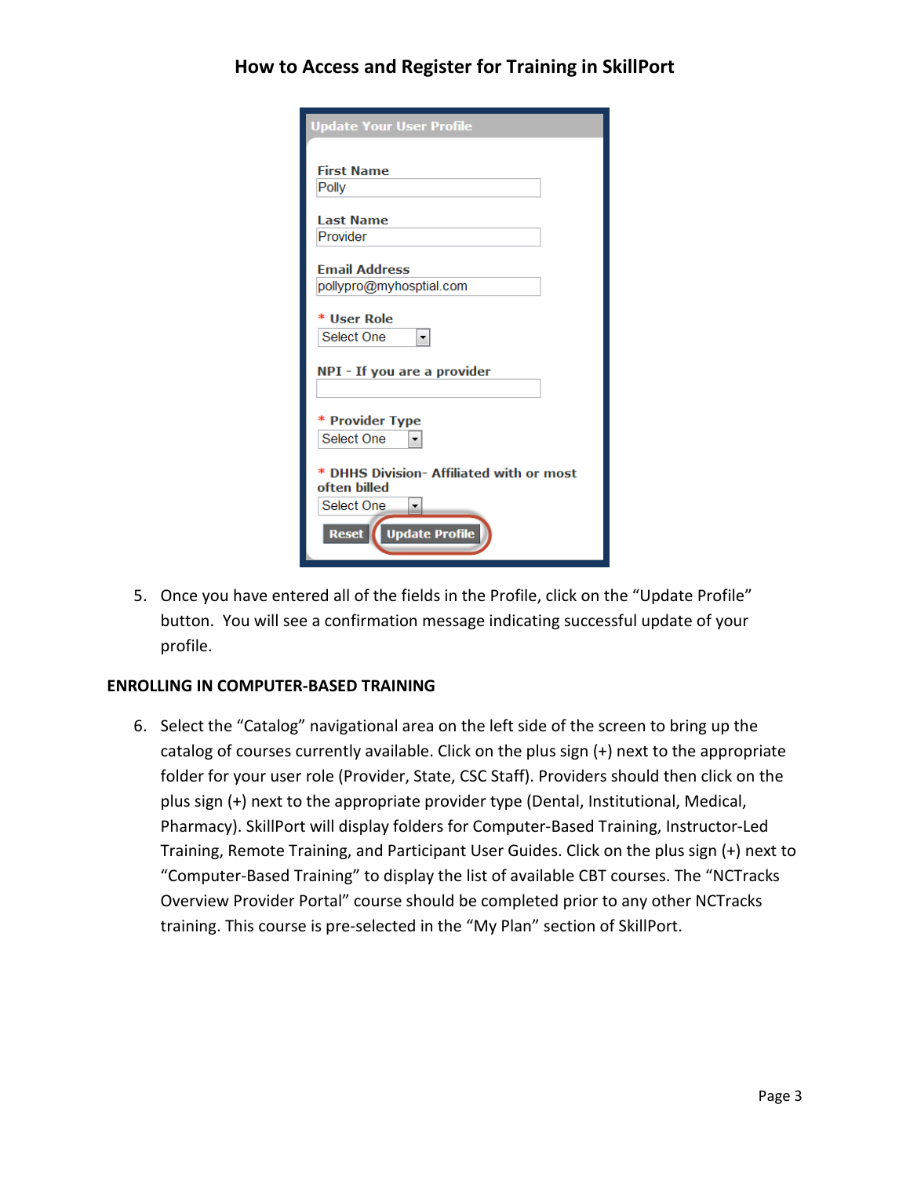Update Your User Profile

First Name
Polly

Last Name
Provider

Email Address
pollypro@myhosptial.com

* User Role
Select One

NPI - If you are a provider

* Provider Type
Select One

* DHHS Division- Affiliated with or most often billed
Select One

Reset | Update Profile

5. Once you have entered all of the fields in the Profile, click on the "Update Profile" button. You will see a confirmation message indicating successful update of your profile.

## ENROLLING IN COMPUTER-BASED TRAINING

6. Select the "Catalog" navigational area on the left side of the screen to bring up the catalog of courses currently available. Click on the plus sign (+) next to the appropriate folder for your user role (Provider, State, CSC Staff). Providers should then click on the plus sign (+) next to the appropriate provider type (Dental, Institutional, Medical, Pharmacy). SkillPort will display folders for Computer-Based Training, Instructor-Led Training, Remote Training, and Participant User Guides. Click on the plus sign (+) next to "Computer-Based Training" to display the list of available CBT courses. The "NCTracks Overview Provider Portal" course should be completed prior to any other NCTracks training. This course is pre-selected in the "My Plan" section of SkillPort.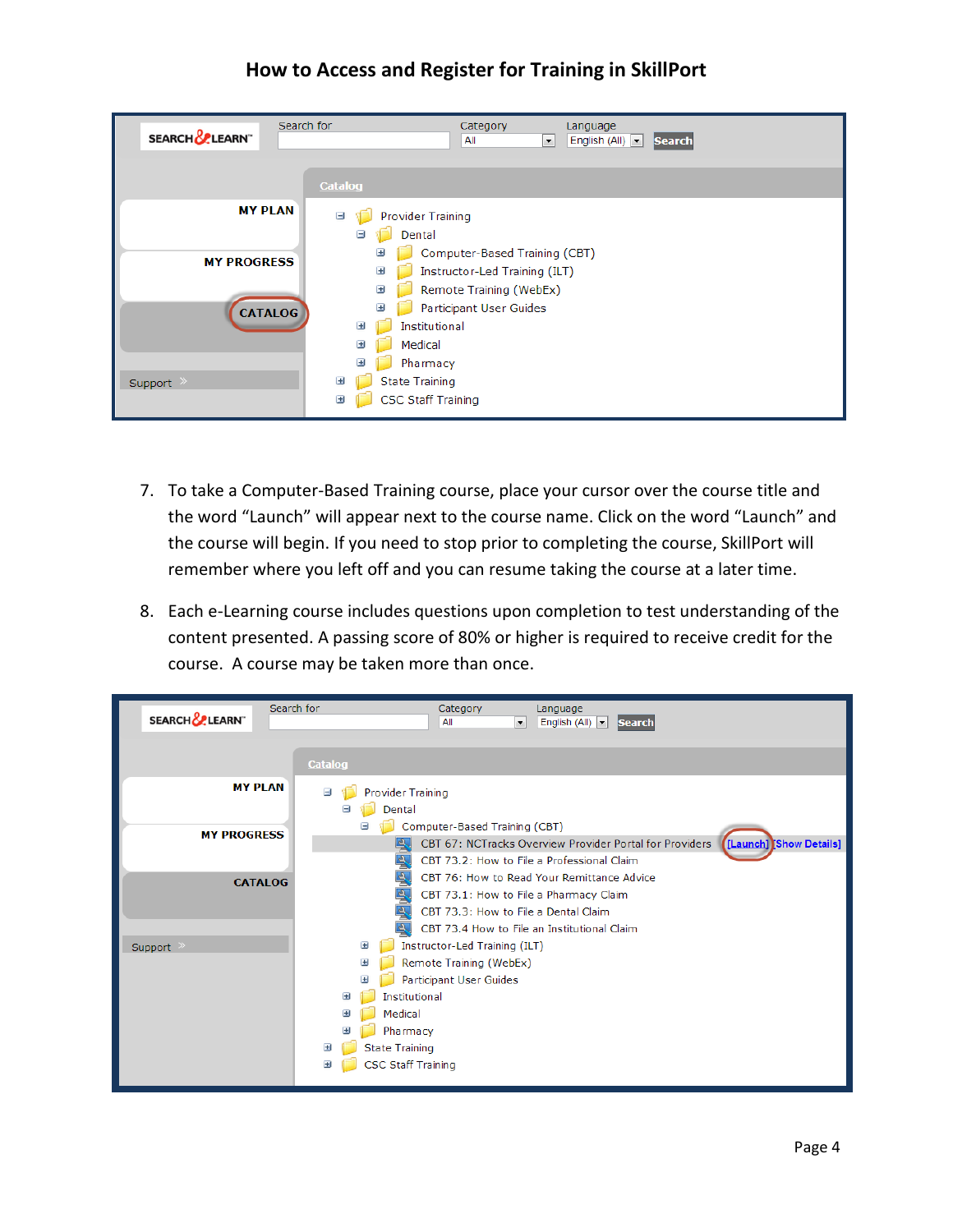7. To take a Computer-Based Training course, place your cursor over the course title and the word “Launch” will appear next to the course name. Click on the word “Launch” and the course will begin. If you need to stop prior to completing the course, SkillPort will remember where you left off and you can resume taking the course at a later time.

8. Each e-Learning course includes questions upon completion to test understanding of the content presented. A passing score of 80% or higher is required to receive credit for the course. A course may be taken more than once.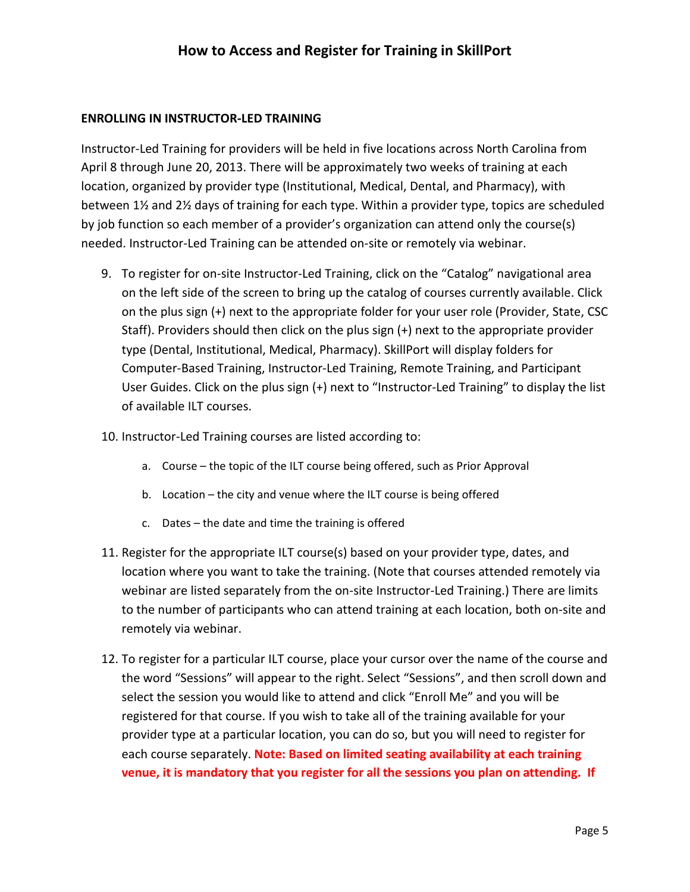## ENROLLING IN INSTRUCTOR-LED TRAINING

Instructor-Led Training for providers will be held in five locations across North Carolina from April 8 through June 20, 2013. There will be approximately two weeks of training at each location, organized by provider type (Institutional, Medical, Dental, and Pharmacy), with between 1½ and 2½ days of training for each type. Within a provider type, topics are scheduled by job function so each member of a provider's organization can attend only the course(s) needed. Instructor-Led Training can be attended on-site or remotely via webinar.

9. To register for on-site Instructor-Led Training, click on the "Catalog" navigational area on the left side of the screen to bring up the catalog of courses currently available. Click on the plus sign (+) next to the appropriate folder for your user role (Provider, State, CSC Staff). Providers should then click on the plus sign (+) next to the appropriate provider type (Dental, Institutional, Medical, Pharmacy). SkillPort will display folders for Computer-Based Training, Instructor-Led Training, Remote Training, and Participant User Guides. Click on the plus sign (+) next to "Instructor-Led Training" to display the list of available ILT courses.

10. Instructor-Led Training courses are listed according to:
    a. Course – the topic of the ILT course being offered, such as Prior Approval
    b. Location – the city and venue where the ILT course is being offered
    c. Dates – the date and time the training is offered

11. Register for the appropriate ILT course(s) based on your provider type, dates, and location where you want to take the training. (Note that courses attended remotely via webinar are listed separately from the on-site Instructor-Led Training.) There are limits to the number of participants who can attend training at each location, both on-site and remotely via webinar.

12. To register for a particular ILT course, place your cursor over the name of the course and the word "Sessions" will appear to the right. Select "Sessions", and then scroll down and select the session you would like to attend and click "Enroll Me" and you will be registered for that course. If you wish to take all of the training available for your provider type at a particular location, you can do so, but you will need to register for each course separately. **Note: Based on limited seating availability at each training venue, it is mandatory that you register for all the sessions you plan on attending. If**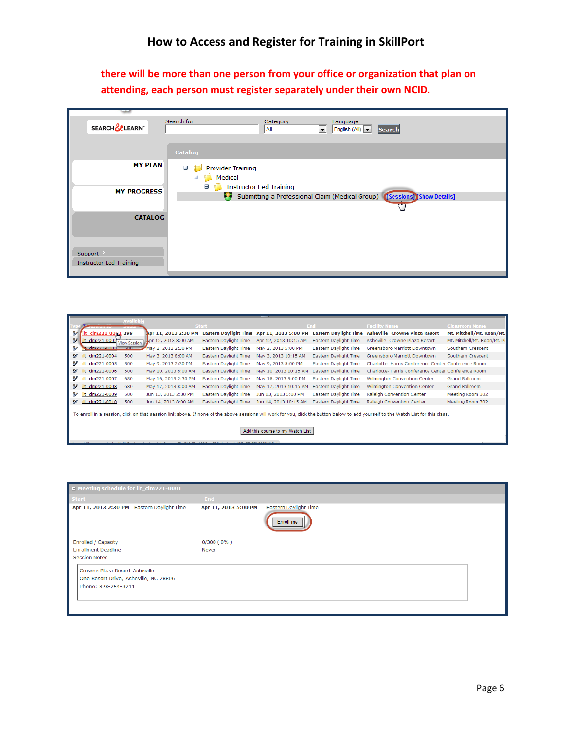## How to Access and Register for Training in SkillPort

**there will be more than one person from your office or organization that plan on attending, each person must register separately under their own NCID.**

SEARCH & LEARN

Search for | Category: All | Language: English (All) | Search

MY PLAN

MY PROGRESS

CATALOG

Support

Instructor Led Training

Catalog

- Provider Training
  - Medical
    - Instructor Led Training
      - Submitting a Professional Claim (Medical Group) [Sessions] [Show Details]

| Type | Session ID | Available Seats | Start | | End | | Facility Name | Classroom Name |
|---|---|---|---|---|---|---|---|---|
| | ilt_clm221-0001 | 299 | Apr 11, 2013 2:30 PM | Eastern Daylight Time | Apr 11, 2013 5:00 PM | Eastern Daylight Time | Asheville- Crowne Plaza Resort | Mt. Mitchell/Mt. Roan/Mt. |
| | ilt_clm221-0002 | | Apr 12, 2013 8:00 AM | Eastern Daylight Time | Apr 12, 2013 10:15 AM | Eastern Daylight Time | Asheville- Crowne Plaza Resort | Mt. Mitchell/Mt. Roan/Mt. P |
| | ilt_clm221-0003 | 500 | May 2, 2013 2:30 PM | Eastern Daylight Time | May 2, 2013 5:00 PM | Eastern Daylight Time | Greensboro Marriott Downtown | Southern Crescent |
| | ilt_clm221-0004 | 500 | May 3, 2013 8:00 AM | Eastern Daylight Time | May 3, 2013 10:15 AM | Eastern Daylight Time | Greensboro Marriott Downtown | Southern Crescent |
| | ilt_clm221-0005 | 500 | May 9, 2013 2:30 PM | Eastern Daylight Time | May 9, 2013 5:00 PM | Eastern Daylight Time | Charlotte- Harris Conference Center | Conference Room |
| | ilt_clm221-0006 | 500 | May 10, 2013 8:00 AM | Eastern Daylight Time | May 10, 2013 10:15 AM | Eastern Daylight Time | Charlotte- Harris Conference Center | Conference Room |
| | ilt_clm221-0007 | 680 | May 16, 2013 2:30 PM | Eastern Daylight Time | May 16, 2013 5:00 PM | Eastern Daylight Time | Wilmington Convention Center | Grand Ballroom |
| | ilt_clm221-0008 | 680 | May 17, 2013 8:00 AM | Eastern Daylight Time | May 17, 2013 10:15 AM | Eastern Daylight Time | Wilmington Convention Center | Grand Ballroom |
| | ilt_clm221-0009 | 500 | Jun 13, 2013 2:30 PM | Eastern Daylight Time | Jun 13, 2013 5:00 PM | Eastern Daylight Time | Raleigh Convention Center | Meeting Room 302 |
| | ilt_clm221-0010 | 500 | Jun 14, 2013 8:00 AM | Eastern Daylight Time | Jun 14, 2013 10:15 AM | Eastern Daylight Time | Raleigh Convention Center | Meeting Room 302 |

To enroll in a session, click on that session link above. If none of the above sessions will work for you, click the button below to add yourself to the Watch List for this class.

Add this course to my Watch List

**Meeting schedule for ilt_clm221-0001**

| Start | | End | |
|---|---|---|---|
| Apr 11, 2013 2:30 PM | Eastern Daylight Time | Apr 11, 2013 5:00 PM | Eastern Daylight Time |

Enroll me

| | |
|---|---|
| Enrolled / Capacity | 0/300 ( 0% ) |
| Enrollment Deadline | Never |
| Session Notes | |

Crowne Plaza Resort Asheville
One Resort Drive, Asheville, NC 28806
Phone: 828-254-3211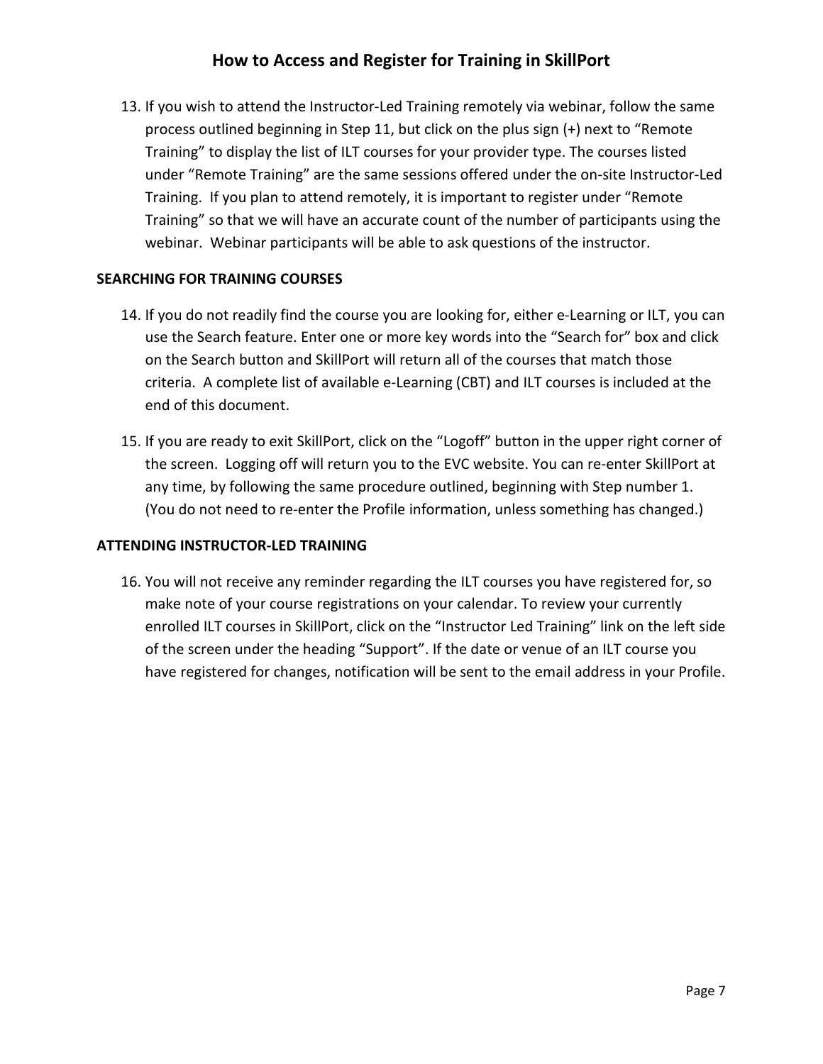13. If you wish to attend the Instructor-Led Training remotely via webinar, follow the same process outlined beginning in Step 11, but click on the plus sign (+) next to "Remote Training" to display the list of ILT courses for your provider type. The courses listed under "Remote Training" are the same sessions offered under the on-site Instructor-Led Training. If you plan to attend remotely, it is important to register under "Remote Training" so that we will have an accurate count of the number of participants using the webinar. Webinar participants will be able to ask questions of the instructor.

**SEARCHING FOR TRAINING COURSES**

14. If you do not readily find the course you are looking for, either e-Learning or ILT, you can use the Search feature. Enter one or more key words into the "Search for" box and click on the Search button and SkillPort will return all of the courses that match those criteria. A complete list of available e-Learning (CBT) and ILT courses is included at the end of this document.

15. If you are ready to exit SkillPort, click on the "Logoff" button in the upper right corner of the screen. Logging off will return you to the EVC website. You can re-enter SkillPort at any time, by following the same procedure outlined, beginning with Step number 1. (You do not need to re-enter the Profile information, unless something has changed.)

**ATTENDING INSTRUCTOR-LED TRAINING**

16. You will not receive any reminder regarding the ILT courses you have registered for, so make note of your course registrations on your calendar. To review your currently enrolled ILT courses in SkillPort, click on the "Instructor Led Training" link on the left side of the screen under the heading "Support". If the date or venue of an ILT course you have registered for changes, notification will be sent to the email address in your Profile.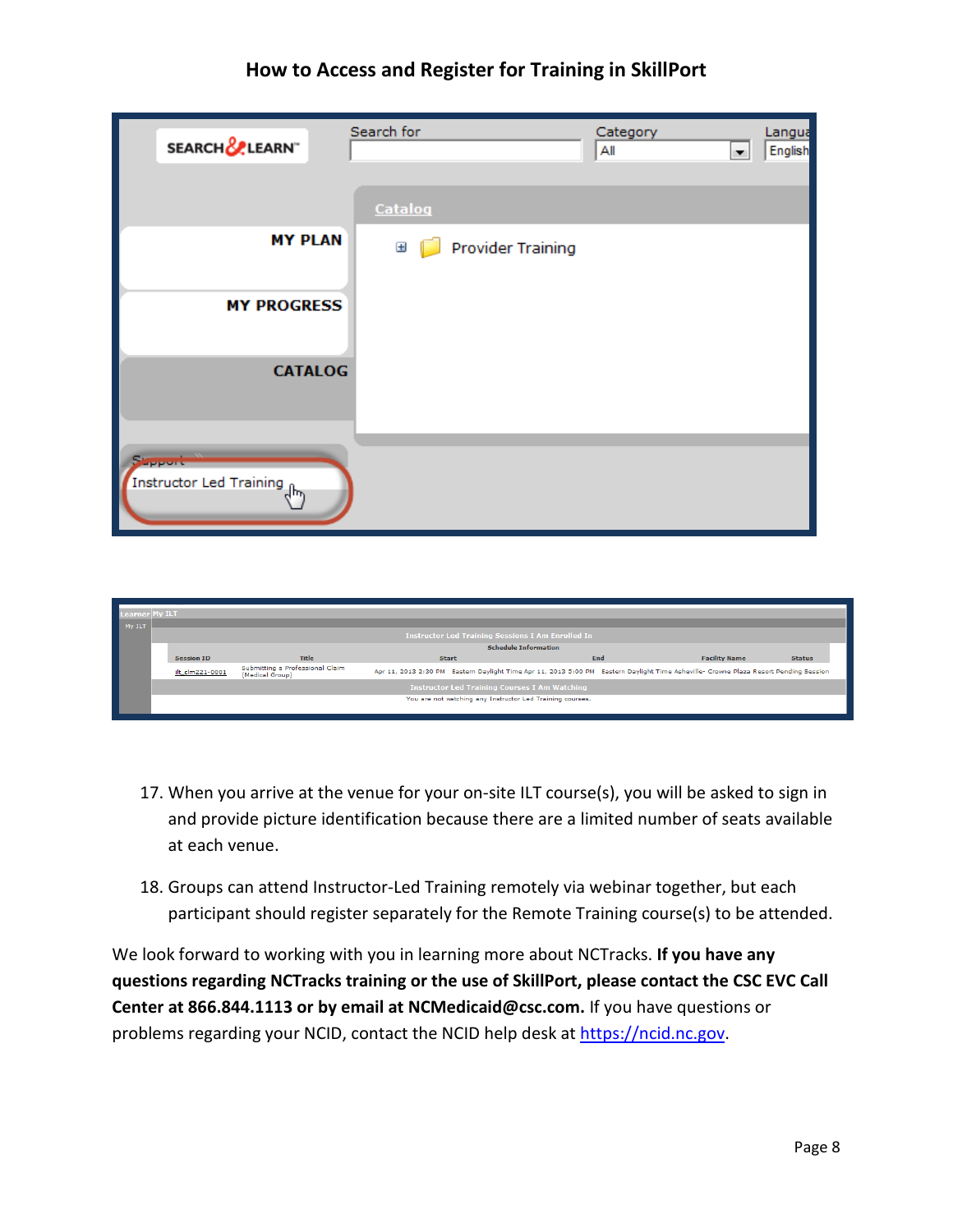# How to Access and Register for Training in SkillPort

17. When you arrive at the venue for your on-site ILT course(s), you will be asked to sign in and provide picture identification because there are a limited number of seats available at each venue.

18. Groups can attend Instructor-Led Training remotely via webinar together, but each participant should register separately for the Remote Training course(s) to be attended.

We look forward to working with you in learning more about NCTracks. **If you have any questions regarding NCTracks training or the use of SkillPort, please contact the CSC EVC Call Center at 866.844.1113 or by email at NCMedicaid@csc.com.** If you have questions or problems regarding your NCID, contact the NCID help desk at [https://ncid.nc.gov](https://ncid.nc.gov).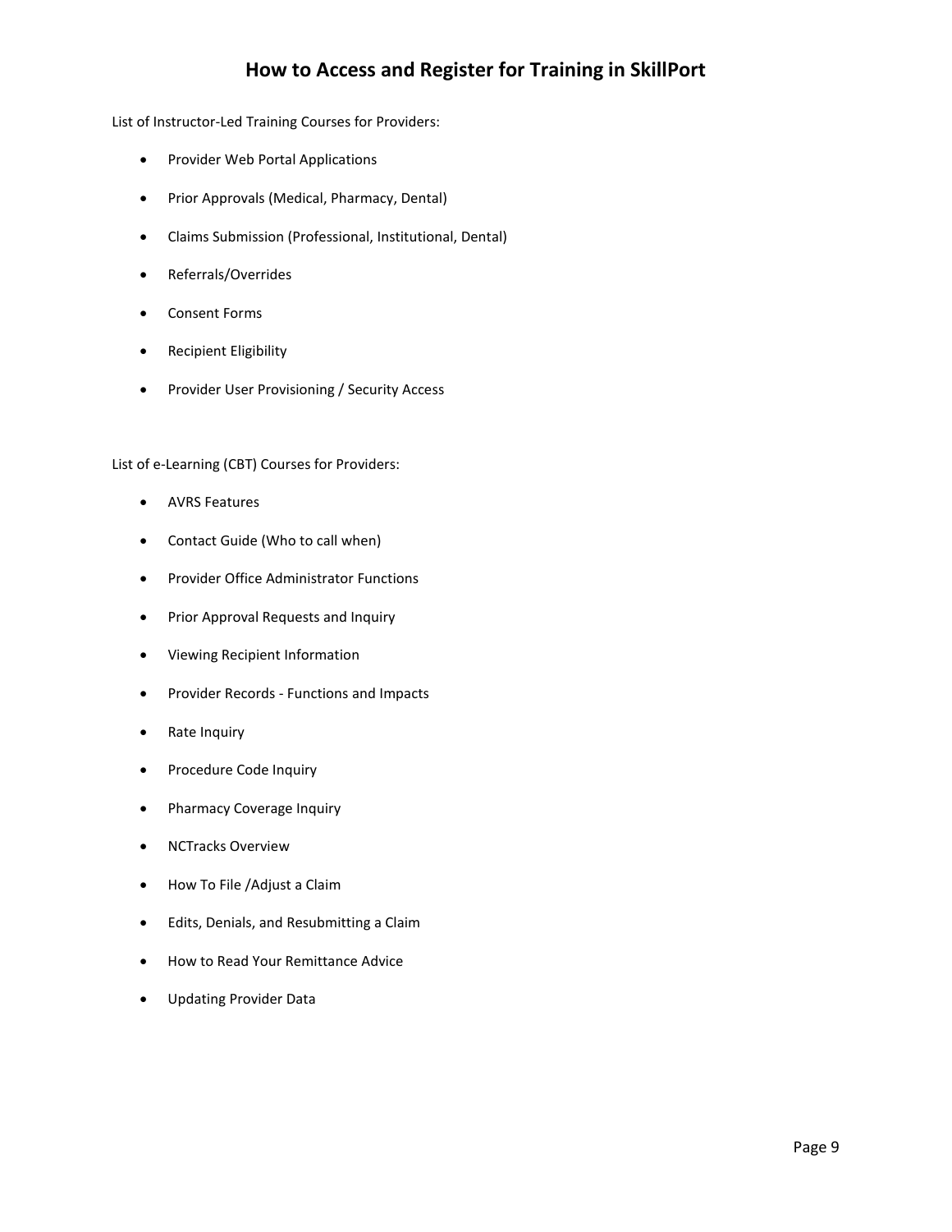# How to Access and Register for Training in SkillPort

List of Instructor-Led Training Courses for Providers:

- Provider Web Portal Applications
- Prior Approvals (Medical, Pharmacy, Dental)
- Claims Submission (Professional, Institutional, Dental)
- Referrals/Overrides
- Consent Forms
- Recipient Eligibility
- Provider User Provisioning / Security Access

List of e-Learning (CBT) Courses for Providers:

- AVRS Features
- Contact Guide (Who to call when)
- Provider Office Administrator Functions
- Prior Approval Requests and Inquiry
- Viewing Recipient Information
- Provider Records - Functions and Impacts
- Rate Inquiry
- Procedure Code Inquiry
- Pharmacy Coverage Inquiry
- NCTracks Overview
- How To File /Adjust a Claim
- Edits, Denials, and Resubmitting a Claim
- How to Read Your Remittance Advice
- Updating Provider Data